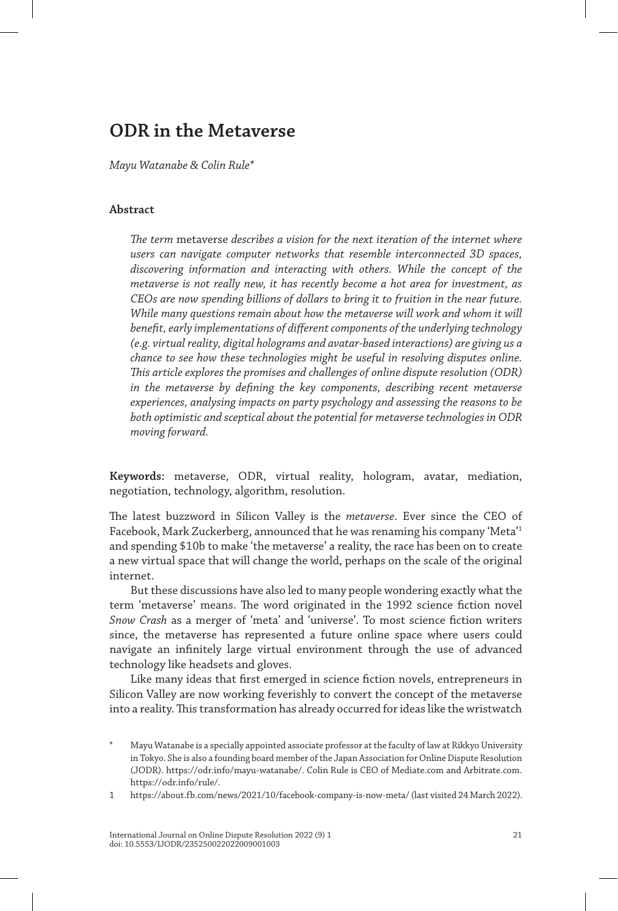# ODR in the Metaverse

*Mayu Watanabe & Colin Rule**

## Abstract

*The term* metaverse *describes a vision for the next iteration of the internet where users can navigate computer networks that resemble interconnected 3D spaces, discovering information and interacting with others. While the concept of the metaverse is not really new, it has recently become a hot area for investment, as CEOs are now spending billions of dollars to bring it to fruition in the near future. While many questions remain about how the metaverse will work and whom it will benefit, early implementations of different components of the underlying technology (e.g. virtual reality, digital holograms and avatar-based interactions) are giving us a chance to see how these technologies might be useful in resolving disputes online. This article explores the promises and challenges of online dispute resolution (ODR) in the metaverse by defining the key components, describing recent metaverse experiences, analysing impacts on party psychology and assessing the reasons to be both optimistic and sceptical about the potential for metaverse technologies in ODR moving forward.*

**Keywords:** metaverse, ODR, virtual reality, hologram, avatar, mediation, negotiation, technology, algorithm, resolution.

The latest buzzword in Silicon Valley is the *metaverse*. Ever since the CEO of Facebook, Mark Zuckerberg, announced that he was renaming his company 'Meta'[1] and spending $10b to make 'the metaverse' a reality, the race has been on to create a new virtual space that will change the world, perhaps on the scale of the original internet.

But these discussions have also led to many people wondering exactly what the term 'metaverse' means. The word originated in the 1992 science fiction novel *Snow Crash* as a merger of 'meta' and 'universe'. To most science fiction writers since, the metaverse has represented a future online space where users could navigate an infinitely large virtual environment through the use of advanced technology like headsets and gloves.

Like many ideas that first emerged in science fiction novels, entrepreneurs in Silicon Valley are now working feverishly to convert the concept of the metaverse into a reality. This transformation has already occurred for ideas like the wristwatch

\* Mayu Watanabe is a specially appointed associate professor at the faculty of law at Rikkyo University in Tokyo. She is also a founding board member of the Japan Association for Online Dispute Resolution (JODR). https://odr.info/mayu-watanabe/. Colin Rule is CEO of Mediate.com and Arbitrate.com. https://odr.info/rule/.

1 https://about.fb.com/news/2021/10/facebook-company-is-now-meta/ (last visited 24 March 2022).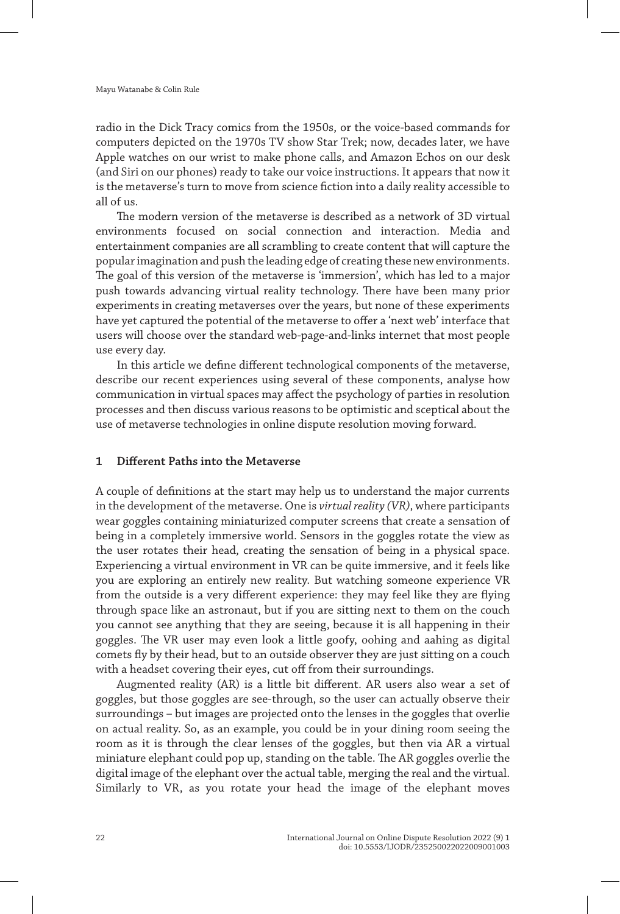radio in the Dick Tracy comics from the 1950s, or the voice-based commands for computers depicted on the 1970s TV show Star Trek; now, decades later, we have Apple watches on our wrist to make phone calls, and Amazon Echos on our desk (and Siri on our phones) ready to take our voice instructions. It appears that now it is the metaverse's turn to move from science fiction into a daily reality accessible to all of us.

The modern version of the metaverse is described as a network of 3D virtual environments focused on social connection and interaction. Media and entertainment companies are all scrambling to create content that will capture the popular imagination and push the leading edge of creating these new environments. The goal of this version of the metaverse is 'immersion', which has led to a major push towards advancing virtual reality technology. There have been many prior experiments in creating metaverses over the years, but none of these experiments have yet captured the potential of the metaverse to offer a 'next web' interface that users will choose over the standard web-page-and-links internet that most people use every day.

In this article we define different technological components of the metaverse, describe our recent experiences using several of these components, analyse how communication in virtual spaces may affect the psychology of parties in resolution processes and then discuss various reasons to be optimistic and sceptical about the use of metaverse technologies in online dispute resolution moving forward.

## 1 Different Paths into the Metaverse

A couple of definitions at the start may help us to understand the major currents in the development of the metaverse. One is *virtual reality (VR)*, where participants wear goggles containing miniaturized computer screens that create a sensation of being in a completely immersive world. Sensors in the goggles rotate the view as the user rotates their head, creating the sensation of being in a physical space. Experiencing a virtual environment in VR can be quite immersive, and it feels like you are exploring an entirely new reality. But watching someone experience VR from the outside is a very different experience: they may feel like they are flying through space like an astronaut, but if you are sitting next to them on the couch you cannot see anything that they are seeing, because it is all happening in their goggles. The VR user may even look a little goofy, oohing and aahing as digital comets fly by their head, but to an outside observer they are just sitting on a couch with a headset covering their eyes, cut off from their surroundings.

Augmented reality (AR) is a little bit different. AR users also wear a set of goggles, but those goggles are see-through, so the user can actually observe their surroundings – but images are projected onto the lenses in the goggles that overlie on actual reality. So, as an example, you could be in your dining room seeing the room as it is through the clear lenses of the goggles, but then via AR a virtual miniature elephant could pop up, standing on the table. The AR goggles overlie the digital image of the elephant over the actual table, merging the real and the virtual. Similarly to VR, as you rotate your head the image of the elephant moves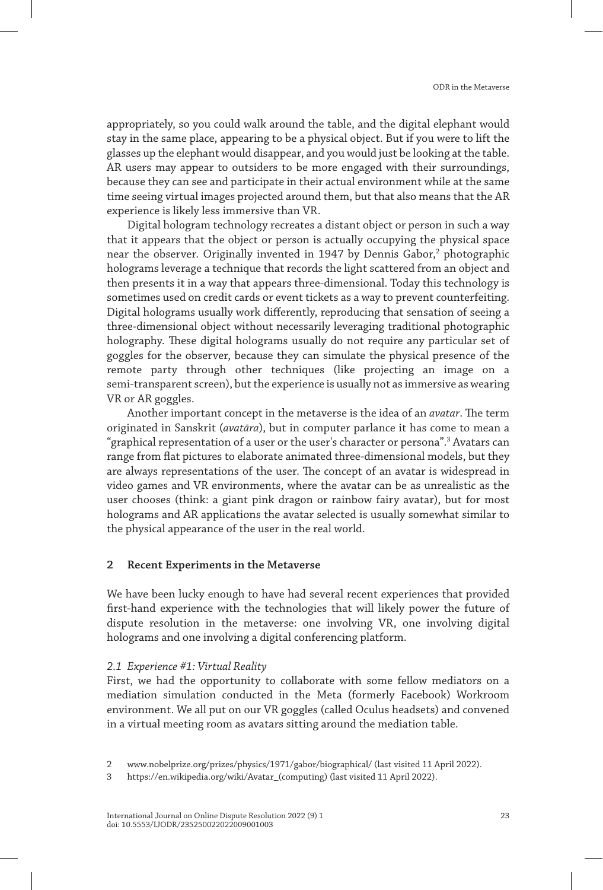appropriately, so you could walk around the table, and the digital elephant would stay in the same place, appearing to be a physical object. But if you were to lift the glasses up the elephant would disappear, and you would just be looking at the table. AR users may appear to outsiders to be more engaged with their surroundings, because they can see and participate in their actual environment while at the same time seeing virtual images projected around them, but that also means that the AR experience is likely less immersive than VR.

Digital hologram technology recreates a distant object or person in such a way that it appears that the object or person is actually occupying the physical space near the observer. Originally invented in 1947 by Dennis Gabor,[2] photographic holograms leverage a technique that records the light scattered from an object and then presents it in a way that appears three-dimensional. Today this technology is sometimes used on credit cards or event tickets as a way to prevent counterfeiting. Digital holograms usually work differently, reproducing that sensation of seeing a three-dimensional object without necessarily leveraging traditional photographic holography. These digital holograms usually do not require any particular set of goggles for the observer, because they can simulate the physical presence of the remote party through other techniques (like projecting an image on a semi-transparent screen), but the experience is usually not as immersive as wearing VR or AR goggles.

Another important concept in the metaverse is the idea of an *avatar*. The term originated in Sanskrit (*avatāra*), but in computer parlance it has come to mean a "graphical representation of a user or the user's character or persona".[3] Avatars can range from flat pictures to elaborate animated three-dimensional models, but they are always representations of the user. The concept of an avatar is widespread in video games and VR environments, where the avatar can be as unrealistic as the user chooses (think: a giant pink dragon or rainbow fairy avatar), but for most holograms and AR applications the avatar selected is usually somewhat similar to the physical appearance of the user in the real world.

## 2 Recent Experiments in the Metaverse

We have been lucky enough to have had several recent experiences that provided first-hand experience with the technologies that will likely power the future of dispute resolution in the metaverse: one involving VR, one involving digital holograms and one involving a digital conferencing platform.

### *2.1 Experience #1: Virtual Reality*

First, we had the opportunity to collaborate with some fellow mediators on a mediation simulation conducted in the Meta (formerly Facebook) Workroom environment. We all put on our VR goggles (called Oculus headsets) and convened in a virtual meeting room as avatars sitting around the mediation table.

2 www.nobelprize.org/prizes/physics/1971/gabor/biographical/ (last visited 11 April 2022).

3 https://en.wikipedia.org/wiki/Avatar_(computing) (last visited 11 April 2022).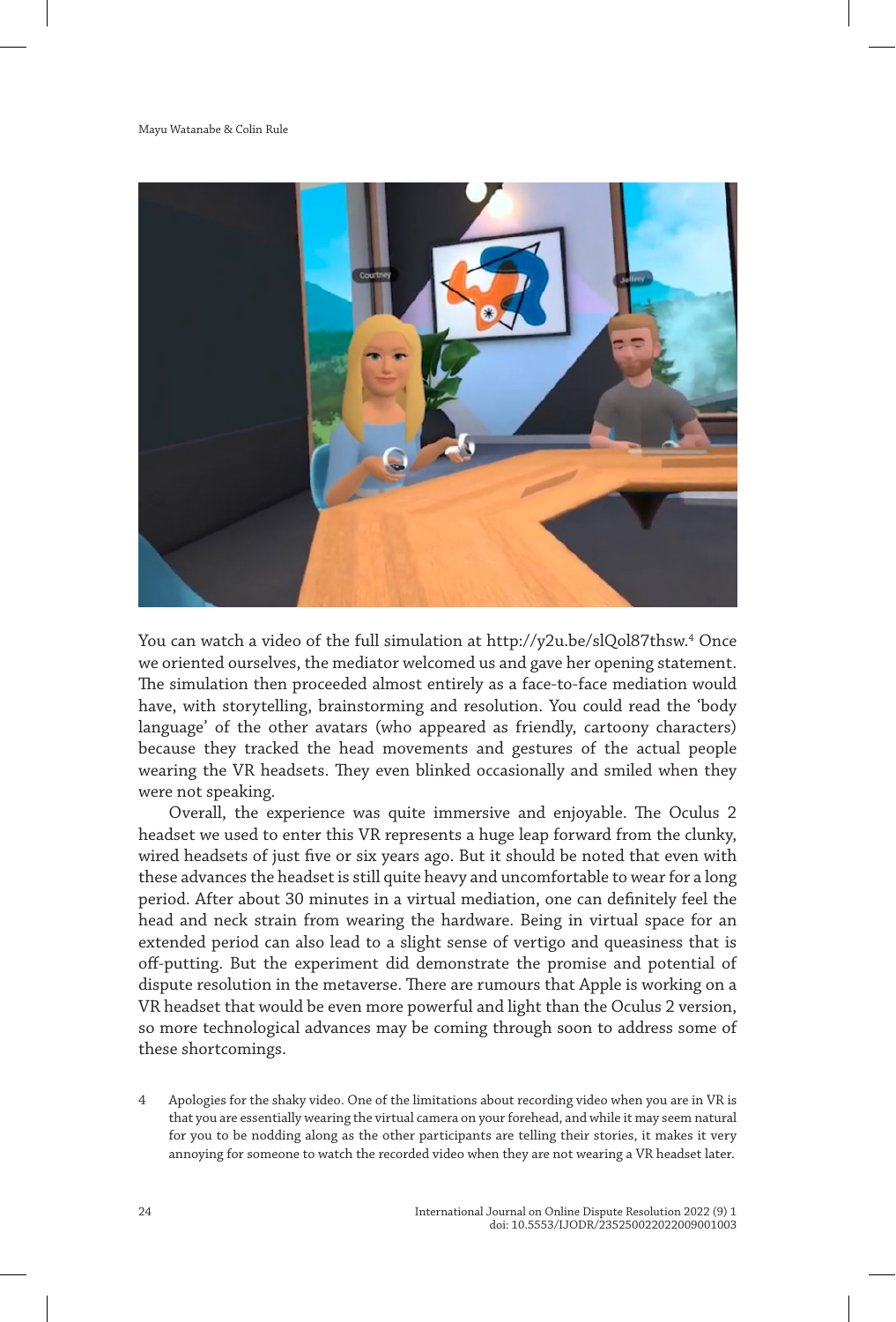You can watch a video of the full simulation at http://y2u.be/slQol87thsw.[4] Once we oriented ourselves, the mediator welcomed us and gave her opening statement. The simulation then proceeded almost entirely as a face-to-face mediation would have, with storytelling, brainstorming and resolution. You could read the 'body language' of the other avatars (who appeared as friendly, cartoony characters) because they tracked the head movements and gestures of the actual people wearing the VR headsets. They even blinked occasionally and smiled when they were not speaking.

Overall, the experience was quite immersive and enjoyable. The Oculus 2 headset we used to enter this VR represents a huge leap forward from the clunky, wired headsets of just five or six years ago. But it should be noted that even with these advances the headset is still quite heavy and uncomfortable to wear for a long period. After about 30 minutes in a virtual mediation, one can definitely feel the head and neck strain from wearing the hardware. Being in virtual space for an extended period can also lead to a slight sense of vertigo and queasiness that is off-putting. But the experiment did demonstrate the promise and potential of dispute resolution in the metaverse. There are rumours that Apple is working on a VR headset that would be even more powerful and light than the Oculus 2 version, so more technological advances may be coming through soon to address some of these shortcomings.

4 Apologies for the shaky video. One of the limitations about recording video when you are in VR is that you are essentially wearing the virtual camera on your forehead, and while it may seem natural for you to be nodding along as the other participants are telling their stories, it makes it very annoying for someone to watch the recorded video when they are not wearing a VR headset later.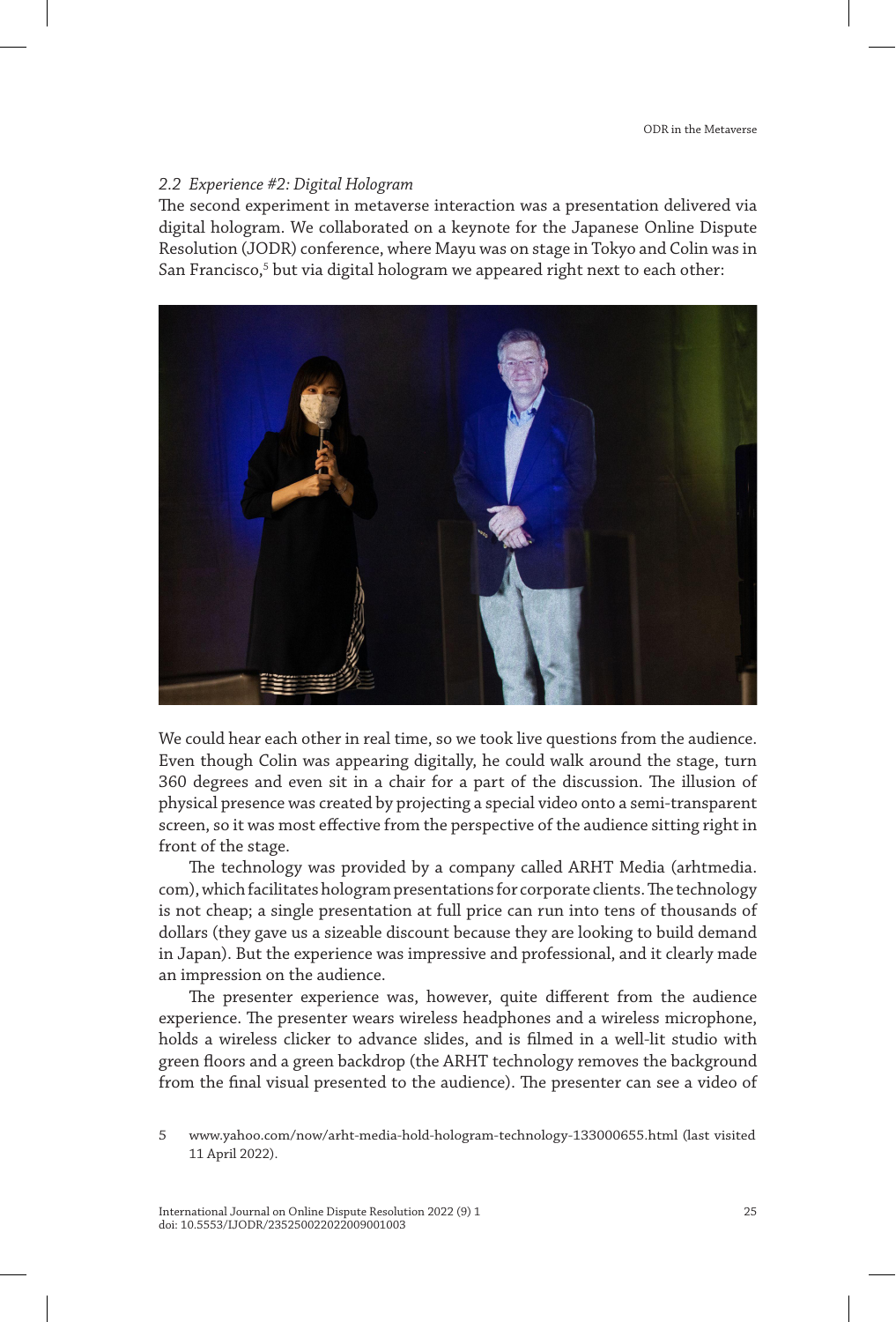### *2.2 Experience #2: Digital Hologram*

The second experiment in metaverse interaction was a presentation delivered via digital hologram. We collaborated on a keynote for the Japanese Online Dispute Resolution (JODR) conference, where Mayu was on stage in Tokyo and Colin was in San Francisco,[5] but via digital hologram we appeared right next to each other:

We could hear each other in real time, so we took live questions from the audience. Even though Colin was appearing digitally, he could walk around the stage, turn 360 degrees and even sit in a chair for a part of the discussion. The illusion of physical presence was created by projecting a special video onto a semi-transparent screen, so it was most effective from the perspective of the audience sitting right in front of the stage.

The technology was provided by a company called ARHT Media (arhtmedia.com), which facilitates hologram presentations for corporate clients. The technology is not cheap; a single presentation at full price can run into tens of thousands of dollars (they gave us a sizeable discount because they are looking to build demand in Japan). But the experience was impressive and professional, and it clearly made an impression on the audience.

The presenter experience was, however, quite different from the audience experience. The presenter wears wireless headphones and a wireless microphone, holds a wireless clicker to advance slides, and is filmed in a well-lit studio with green floors and a green backdrop (the ARHT technology removes the background from the final visual presented to the audience). The presenter can see a video of

5 www.yahoo.com/now/arht-media-hold-hologram-technology-133000655.html (last visited 11 April 2022).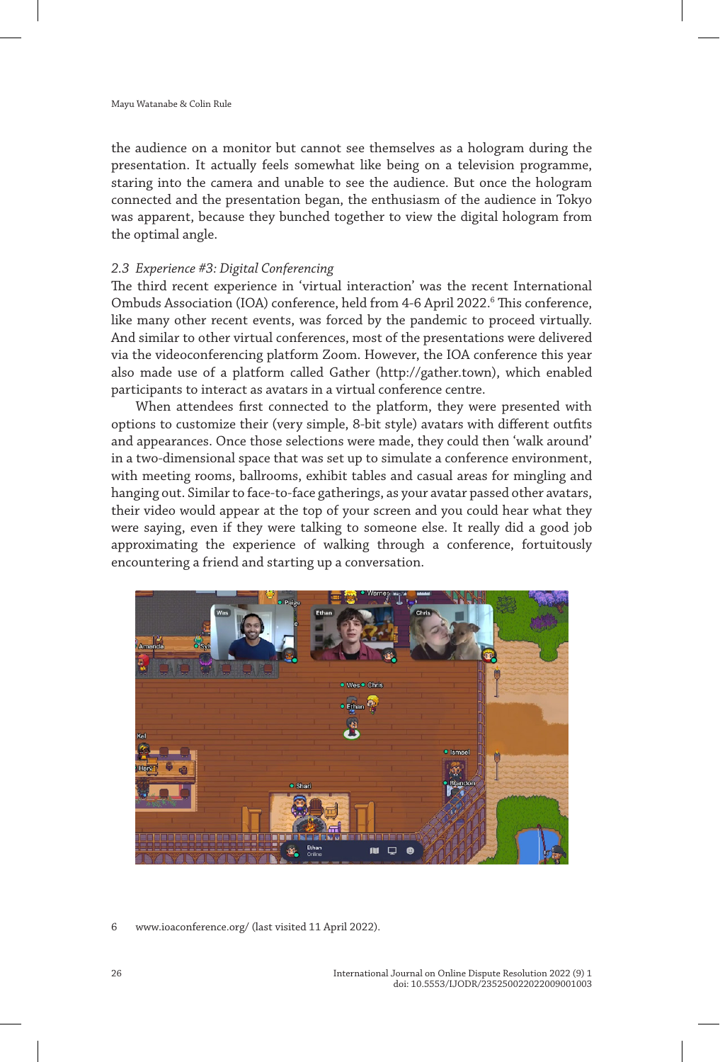the audience on a monitor but cannot see themselves as a hologram during the presentation. It actually feels somewhat like being on a television programme, staring into the camera and unable to see the audience. But once the hologram connected and the presentation began, the enthusiasm of the audience in Tokyo was apparent, because they bunched together to view the digital hologram from the optimal angle.

### 2.3 *Experience #3: Digital Conferencing*

The third recent experience in 'virtual interaction' was the recent International Ombuds Association (IOA) conference, held from 4-6 April 2022.[6] This conference, like many other recent events, was forced by the pandemic to proceed virtually. And similar to other virtual conferences, most of the presentations were delivered via the videoconferencing platform Zoom. However, the IOA conference this year also made use of a platform called Gather (http://gather.town), which enabled participants to interact as avatars in a virtual conference centre.

When attendees first connected to the platform, they were presented with options to customize their (very simple, 8-bit style) avatars with different outfits and appearances. Once those selections were made, they could then 'walk around' in a two-dimensional space that was set up to simulate a conference environment, with meeting rooms, ballrooms, exhibit tables and casual areas for mingling and hanging out. Similar to face-to-face gatherings, as your avatar passed other avatars, their video would appear at the top of your screen and you could hear what they were saying, even if they were talking to someone else. It really did a good job approximating the experience of walking through a conference, fortuitously encountering a friend and starting up a conversation.

6 www.ioaconference.org/ (last visited 11 April 2022).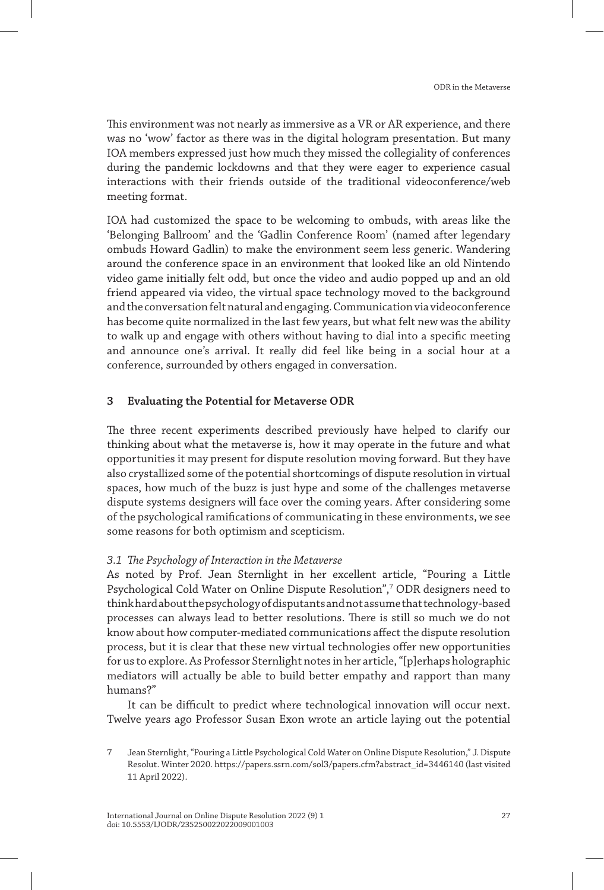This environment was not nearly as immersive as a VR or AR experience, and there was no 'wow' factor as there was in the digital hologram presentation. But many IOA members expressed just how much they missed the collegiality of conferences during the pandemic lockdowns and that they were eager to experience casual interactions with their friends outside of the traditional videoconference/web meeting format.

IOA had customized the space to be welcoming to ombuds, with areas like the 'Belonging Ballroom' and the 'Gadlin Conference Room' (named after legendary ombuds Howard Gadlin) to make the environment seem less generic. Wandering around the conference space in an environment that looked like an old Nintendo video game initially felt odd, but once the video and audio popped up and an old friend appeared via video, the virtual space technology moved to the background and the conversation felt natural and engaging. Communication via videoconference has become quite normalized in the last few years, but what felt new was the ability to walk up and engage with others without having to dial into a specific meeting and announce one's arrival. It really did feel like being in a social hour at a conference, surrounded by others engaged in conversation.

## 3 Evaluating the Potential for Metaverse ODR

The three recent experiments described previously have helped to clarify our thinking about what the metaverse is, how it may operate in the future and what opportunities it may present for dispute resolution moving forward. But they have also crystallized some of the potential shortcomings of dispute resolution in virtual spaces, how much of the buzz is just hype and some of the challenges metaverse dispute systems designers will face over the coming years. After considering some of the psychological ramifications of communicating in these environments, we see some reasons for both optimism and scepticism.

### *3.1 The Psychology of Interaction in the Metaverse*

As noted by Prof. Jean Sternlight in her excellent article, "Pouring a Little Psychological Cold Water on Online Dispute Resolution",[7] ODR designers need to think hard about the psychology of disputants and not assume that technology-based processes can always lead to better resolutions. There is still so much we do not know about how computer-mediated communications affect the dispute resolution process, but it is clear that these new virtual technologies offer new opportunities for us to explore. As Professor Sternlight notes in her article, "[p]erhaps holographic mediators will actually be able to build better empathy and rapport than many humans?"

It can be difficult to predict where technological innovation will occur next. Twelve years ago Professor Susan Exon wrote an article laying out the potential

7 Jean Sternlight, "Pouring a Little Psychological Cold Water on Online Dispute Resolution," J. Dispute Resolut. Winter 2020. https://papers.ssrn.com/sol3/papers.cfm?abstract_id=3446140 (last visited 11 April 2022).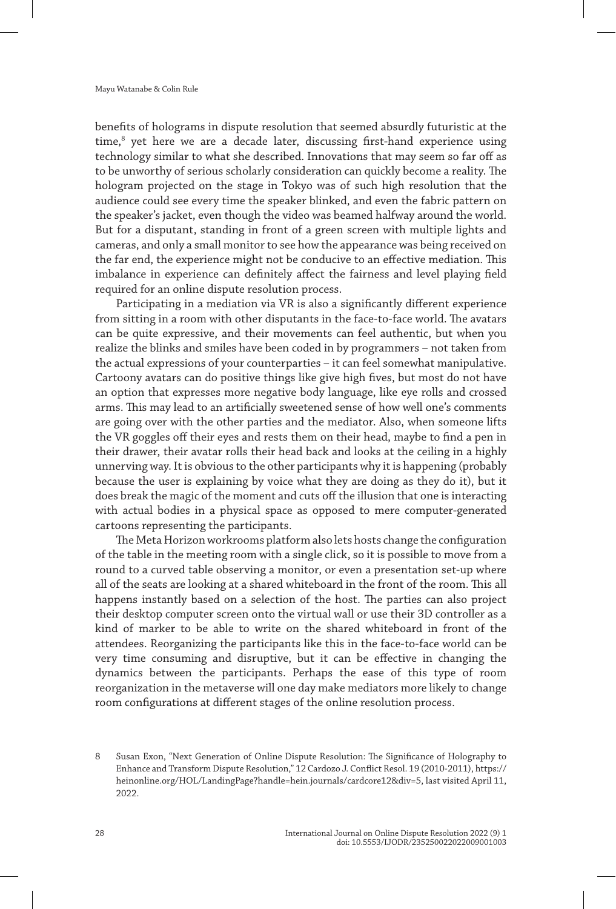benefits of holograms in dispute resolution that seemed absurdly futuristic at the time,[8] yet here we are a decade later, discussing first-hand experience using technology similar to what she described. Innovations that may seem so far off as to be unworthy of serious scholarly consideration can quickly become a reality. The hologram projected on the stage in Tokyo was of such high resolution that the audience could see every time the speaker blinked, and even the fabric pattern on the speaker's jacket, even though the video was beamed halfway around the world. But for a disputant, standing in front of a green screen with multiple lights and cameras, and only a small monitor to see how the appearance was being received on the far end, the experience might not be conducive to an effective mediation. This imbalance in experience can definitely affect the fairness and level playing field required for an online dispute resolution process.

Participating in a mediation via VR is also a significantly different experience from sitting in a room with other disputants in the face-to-face world. The avatars can be quite expressive, and their movements can feel authentic, but when you realize the blinks and smiles have been coded in by programmers – not taken from the actual expressions of your counterparties – it can feel somewhat manipulative. Cartoony avatars can do positive things like give high fives, but most do not have an option that expresses more negative body language, like eye rolls and crossed arms. This may lead to an artificially sweetened sense of how well one's comments are going over with the other parties and the mediator. Also, when someone lifts the VR goggles off their eyes and rests them on their head, maybe to find a pen in their drawer, their avatar rolls their head back and looks at the ceiling in a highly unnerving way. It is obvious to the other participants why it is happening (probably because the user is explaining by voice what they are doing as they do it), but it does break the magic of the moment and cuts off the illusion that one is interacting with actual bodies in a physical space as opposed to mere computer-generated cartoons representing the participants.

The Meta Horizon workrooms platform also lets hosts change the configuration of the table in the meeting room with a single click, so it is possible to move from a round to a curved table observing a monitor, or even a presentation set-up where all of the seats are looking at a shared whiteboard in the front of the room. This all happens instantly based on a selection of the host. The parties can also project their desktop computer screen onto the virtual wall or use their 3D controller as a kind of marker to be able to write on the shared whiteboard in front of the attendees. Reorganizing the participants like this in the face-to-face world can be very time consuming and disruptive, but it can be effective in changing the dynamics between the participants. Perhaps the ease of this type of room reorganization in the metaverse will one day make mediators more likely to change room configurations at different stages of the online resolution process.

---

8 Susan Exon, "Next Generation of Online Dispute Resolution: The Significance of Holography to Enhance and Transform Dispute Resolution," 12 Cardozo J. Conflict Resol. 19 (2010-2011), https://heinonline.org/HOL/LandingPage?handle=hein.journals/cardcore12&div=5, last visited April 11, 2022.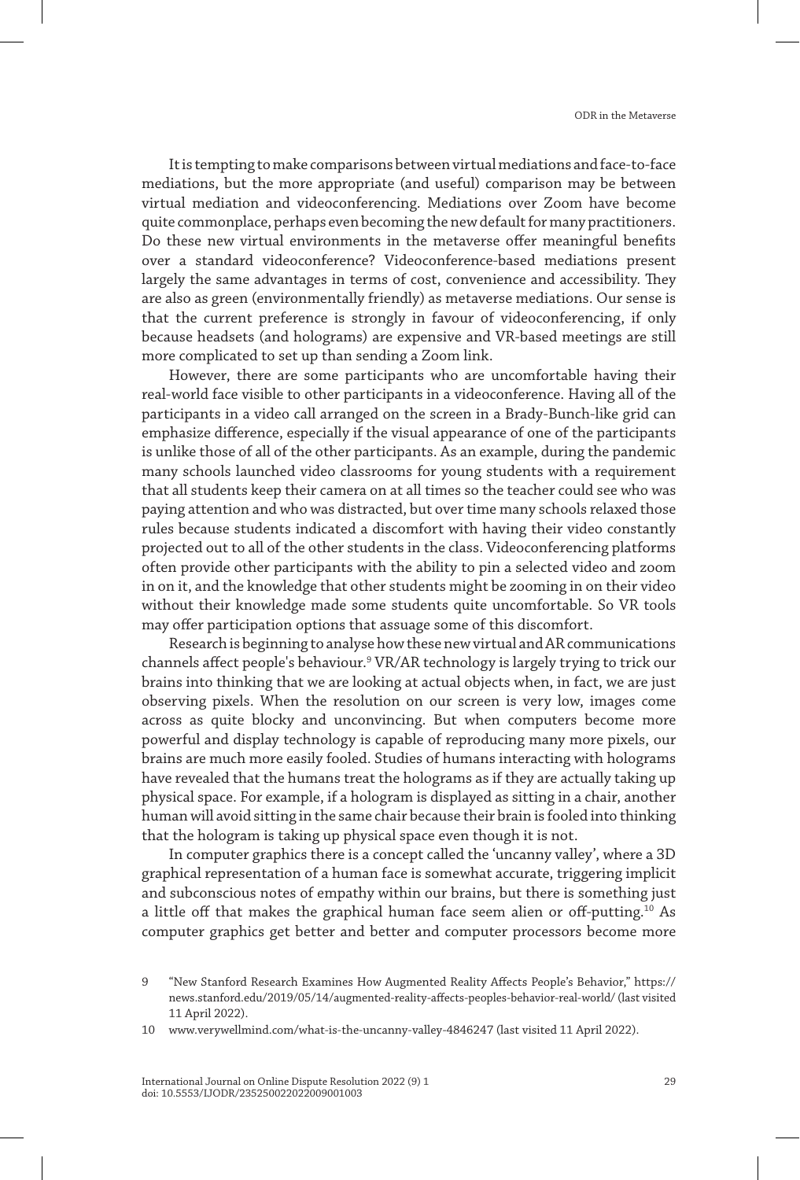It is tempting to make comparisons between virtual mediations and face-to-face mediations, but the more appropriate (and useful) comparison may be between virtual mediation and videoconferencing. Mediations over Zoom have become quite commonplace, perhaps even becoming the new default for many practitioners. Do these new virtual environments in the metaverse offer meaningful benefits over a standard videoconference? Videoconference-based mediations present largely the same advantages in terms of cost, convenience and accessibility. They are also as green (environmentally friendly) as metaverse mediations. Our sense is that the current preference is strongly in favour of videoconferencing, if only because headsets (and holograms) are expensive and VR-based meetings are still more complicated to set up than sending a Zoom link.

However, there are some participants who are uncomfortable having their real-world face visible to other participants in a videoconference. Having all of the participants in a video call arranged on the screen in a Brady-Bunch-like grid can emphasize difference, especially if the visual appearance of one of the participants is unlike those of all of the other participants. As an example, during the pandemic many schools launched video classrooms for young students with a requirement that all students keep their camera on at all times so the teacher could see who was paying attention and who was distracted, but over time many schools relaxed those rules because students indicated a discomfort with having their video constantly projected out to all of the other students in the class. Videoconferencing platforms often provide other participants with the ability to pin a selected video and zoom in on it, and the knowledge that other students might be zooming in on their video without their knowledge made some students quite uncomfortable. So VR tools may offer participation options that assuage some of this discomfort.

Research is beginning to analyse how these new virtual and AR communications channels affect people's behaviour.[9] VR/AR technology is largely trying to trick our brains into thinking that we are looking at actual objects when, in fact, we are just observing pixels. When the resolution on our screen is very low, images come across as quite blocky and unconvincing. But when computers become more powerful and display technology is capable of reproducing many more pixels, our brains are much more easily fooled. Studies of humans interacting with holograms have revealed that the humans treat the holograms as if they are actually taking up physical space. For example, if a hologram is displayed as sitting in a chair, another human will avoid sitting in the same chair because their brain is fooled into thinking that the hologram is taking up physical space even though it is not.

In computer graphics there is a concept called the 'uncanny valley', where a 3D graphical representation of a human face is somewhat accurate, triggering implicit and subconscious notes of empathy within our brains, but there is something just a little off that makes the graphical human face seem alien or off-putting.[10] As computer graphics get better and better and computer processors become more

---

9 "New Stanford Research Examines How Augmented Reality Affects People's Behavior," https://news.stanford.edu/2019/05/14/augmented-reality-affects-peoples-behavior-real-world/ (last visited 11 April 2022).

10 www.verywellmind.com/what-is-the-uncanny-valley-4846247 (last visited 11 April 2022).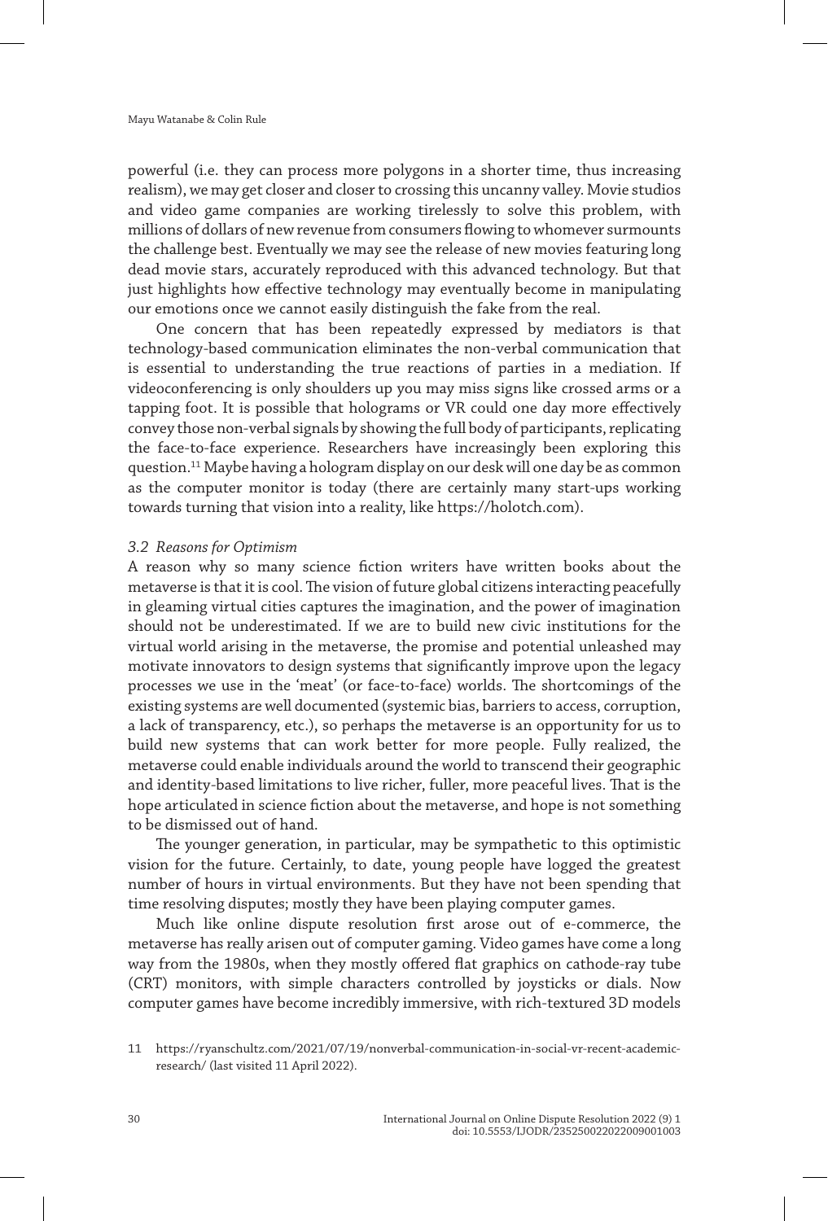powerful (i.e. they can process more polygons in a shorter time, thus increasing realism), we may get closer and closer to crossing this uncanny valley. Movie studios and video game companies are working tirelessly to solve this problem, with millions of dollars of new revenue from consumers flowing to whomever surmounts the challenge best. Eventually we may see the release of new movies featuring long dead movie stars, accurately reproduced with this advanced technology. But that just highlights how effective technology may eventually become in manipulating our emotions once we cannot easily distinguish the fake from the real.

One concern that has been repeatedly expressed by mediators is that technology-based communication eliminates the non-verbal communication that is essential to understanding the true reactions of parties in a mediation. If videoconferencing is only shoulders up you may miss signs like crossed arms or a tapping foot. It is possible that holograms or VR could one day more effectively convey those non-verbal signals by showing the full body of participants, replicating the face-to-face experience. Researchers have increasingly been exploring this question.[11] Maybe having a hologram display on our desk will one day be as common as the computer monitor is today (there are certainly many start-ups working towards turning that vision into a reality, like https://holotch.com).

### *3.2 Reasons for Optimism*

A reason why so many science fiction writers have written books about the metaverse is that it is cool. The vision of future global citizens interacting peacefully in gleaming virtual cities captures the imagination, and the power of imagination should not be underestimated. If we are to build new civic institutions for the virtual world arising in the metaverse, the promise and potential unleashed may motivate innovators to design systems that significantly improve upon the legacy processes we use in the 'meat' (or face-to-face) worlds. The shortcomings of the existing systems are well documented (systemic bias, barriers to access, corruption, a lack of transparency, etc.), so perhaps the metaverse is an opportunity for us to build new systems that can work better for more people. Fully realized, the metaverse could enable individuals around the world to transcend their geographic and identity-based limitations to live richer, fuller, more peaceful lives. That is the hope articulated in science fiction about the metaverse, and hope is not something to be dismissed out of hand.

The younger generation, in particular, may be sympathetic to this optimistic vision for the future. Certainly, to date, young people have logged the greatest number of hours in virtual environments. But they have not been spending that time resolving disputes; mostly they have been playing computer games.

Much like online dispute resolution first arose out of e-commerce, the metaverse has really arisen out of computer gaming. Video games have come a long way from the 1980s, when they mostly offered flat graphics on cathode-ray tube (CRT) monitors, with simple characters controlled by joysticks or dials. Now computer games have become incredibly immersive, with rich-textured 3D models

11 https://ryanschultz.com/2021/07/19/nonverbal-communication-in-social-vr-recent-academic-research/ (last visited 11 April 2022).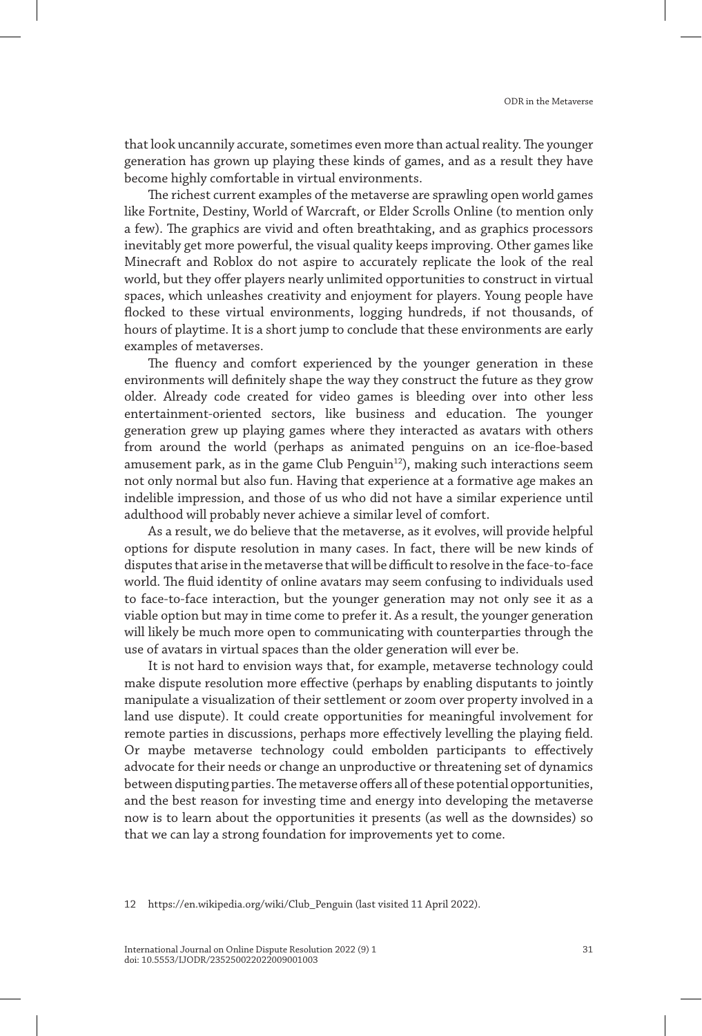that look uncannily accurate, sometimes even more than actual reality. The younger generation has grown up playing these kinds of games, and as a result they have become highly comfortable in virtual environments.

The richest current examples of the metaverse are sprawling open world games like Fortnite, Destiny, World of Warcraft, or Elder Scrolls Online (to mention only a few). The graphics are vivid and often breathtaking, and as graphics processors inevitably get more powerful, the visual quality keeps improving. Other games like Minecraft and Roblox do not aspire to accurately replicate the look of the real world, but they offer players nearly unlimited opportunities to construct in virtual spaces, which unleashes creativity and enjoyment for players. Young people have flocked to these virtual environments, logging hundreds, if not thousands, of hours of playtime. It is a short jump to conclude that these environments are early examples of metaverses.

The fluency and comfort experienced by the younger generation in these environments will definitely shape the way they construct the future as they grow older. Already code created for video games is bleeding over into other less entertainment-oriented sectors, like business and education. The younger generation grew up playing games where they interacted as avatars with others from around the world (perhaps as animated penguins on an ice-floe-based amusement park, as in the game Club Penguin[12]), making such interactions seem not only normal but also fun. Having that experience at a formative age makes an indelible impression, and those of us who did not have a similar experience until adulthood will probably never achieve a similar level of comfort.

As a result, we do believe that the metaverse, as it evolves, will provide helpful options for dispute resolution in many cases. In fact, there will be new kinds of disputes that arise in the metaverse that will be difficult to resolve in the face-to-face world. The fluid identity of online avatars may seem confusing to individuals used to face-to-face interaction, but the younger generation may not only see it as a viable option but may in time come to prefer it. As a result, the younger generation will likely be much more open to communicating with counterparties through the use of avatars in virtual spaces than the older generation will ever be.

It is not hard to envision ways that, for example, metaverse technology could make dispute resolution more effective (perhaps by enabling disputants to jointly manipulate a visualization of their settlement or zoom over property involved in a land use dispute). It could create opportunities for meaningful involvement for remote parties in discussions, perhaps more effectively levelling the playing field. Or maybe metaverse technology could embolden participants to effectively advocate for their needs or change an unproductive or threatening set of dynamics between disputing parties. The metaverse offers all of these potential opportunities, and the best reason for investing time and energy into developing the metaverse now is to learn about the opportunities it presents (as well as the downsides) so that we can lay a strong foundation for improvements yet to come.

12 https://en.wikipedia.org/wiki/Club_Penguin (last visited 11 April 2022).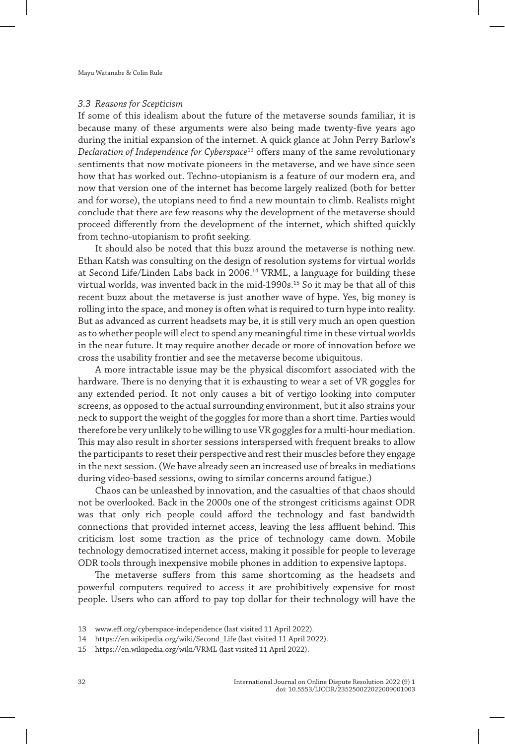### *3.3 Reasons for Scepticism*

If some of this idealism about the future of the metaverse sounds familiar, it is because many of these arguments were also being made twenty-five years ago during the initial expansion of the internet. A quick glance at John Perry Barlow's *Declaration of Independence for Cyberspace*[13] offers many of the same revolutionary sentiments that now motivate pioneers in the metaverse, and we have since seen how that has worked out. Techno-utopianism is a feature of our modern era, and now that version one of the internet has become largely realized (both for better and for worse), the utopians need to find a new mountain to climb. Realists might conclude that there are few reasons why the development of the metaverse should proceed differently from the development of the internet, which shifted quickly from techno-utopianism to profit seeking.

It should also be noted that this buzz around the metaverse is nothing new. Ethan Katsh was consulting on the design of resolution systems for virtual worlds at Second Life/Linden Labs back in 2006.[14] VRML, a language for building these virtual worlds, was invented back in the mid-1990s.[15] So it may be that all of this recent buzz about the metaverse is just another wave of hype. Yes, big money is rolling into the space, and money is often what is required to turn hype into reality. But as advanced as current headsets may be, it is still very much an open question as to whether people will elect to spend any meaningful time in these virtual worlds in the near future. It may require another decade or more of innovation before we cross the usability frontier and see the metaverse become ubiquitous.

A more intractable issue may be the physical discomfort associated with the hardware. There is no denying that it is exhausting to wear a set of VR goggles for any extended period. It not only causes a bit of vertigo looking into computer screens, as opposed to the actual surrounding environment, but it also strains your neck to support the weight of the goggles for more than a short time. Parties would therefore be very unlikely to be willing to use VR goggles for a multi-hour mediation. This may also result in shorter sessions interspersed with frequent breaks to allow the participants to reset their perspective and rest their muscles before they engage in the next session. (We have already seen an increased use of breaks in mediations during video-based sessions, owing to similar concerns around fatigue.)

Chaos can be unleashed by innovation, and the casualties of that chaos should not be overlooked. Back in the 2000s one of the strongest criticisms against ODR was that only rich people could afford the technology and fast bandwidth connections that provided internet access, leaving the less affluent behind. This criticism lost some traction as the price of technology came down. Mobile technology democratized internet access, making it possible for people to leverage ODR tools through inexpensive mobile phones in addition to expensive laptops.

The metaverse suffers from this same shortcoming as the headsets and powerful computers required to access it are prohibitively expensive for most people. Users who can afford to pay top dollar for their technology will have the

13 www.eff.org/cyberspace-independence (last visited 11 April 2022).

14 https://en.wikipedia.org/wiki/Second_Life (last visited 11 April 2022).

15 https://en.wikipedia.org/wiki/VRML (last visited 11 April 2022).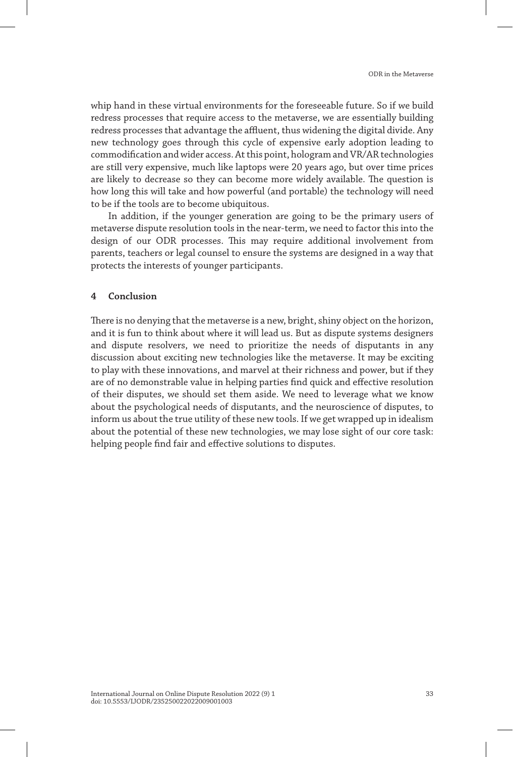whip hand in these virtual environments for the foreseeable future. So if we build redress processes that require access to the metaverse, we are essentially building redress processes that advantage the affluent, thus widening the digital divide. Any new technology goes through this cycle of expensive early adoption leading to commodification and wider access. At this point, hologram and VR/AR technologies are still very expensive, much like laptops were 20 years ago, but over time prices are likely to decrease so they can become more widely available. The question is how long this will take and how powerful (and portable) the technology will need to be if the tools are to become ubiquitous.

In addition, if the younger generation are going to be the primary users of metaverse dispute resolution tools in the near-term, we need to factor this into the design of our ODR processes. This may require additional involvement from parents, teachers or legal counsel to ensure the systems are designed in a way that protects the interests of younger participants.

## 4 Conclusion

There is no denying that the metaverse is a new, bright, shiny object on the horizon, and it is fun to think about where it will lead us. But as dispute systems designers and dispute resolvers, we need to prioritize the needs of disputants in any discussion about exciting new technologies like the metaverse. It may be exciting to play with these innovations, and marvel at their richness and power, but if they are of no demonstrable value in helping parties find quick and effective resolution of their disputes, we should set them aside. We need to leverage what we know about the psychological needs of disputants, and the neuroscience of disputes, to inform us about the true utility of these new tools. If we get wrapped up in idealism about the potential of these new technologies, we may lose sight of our core task: helping people find fair and effective solutions to disputes.